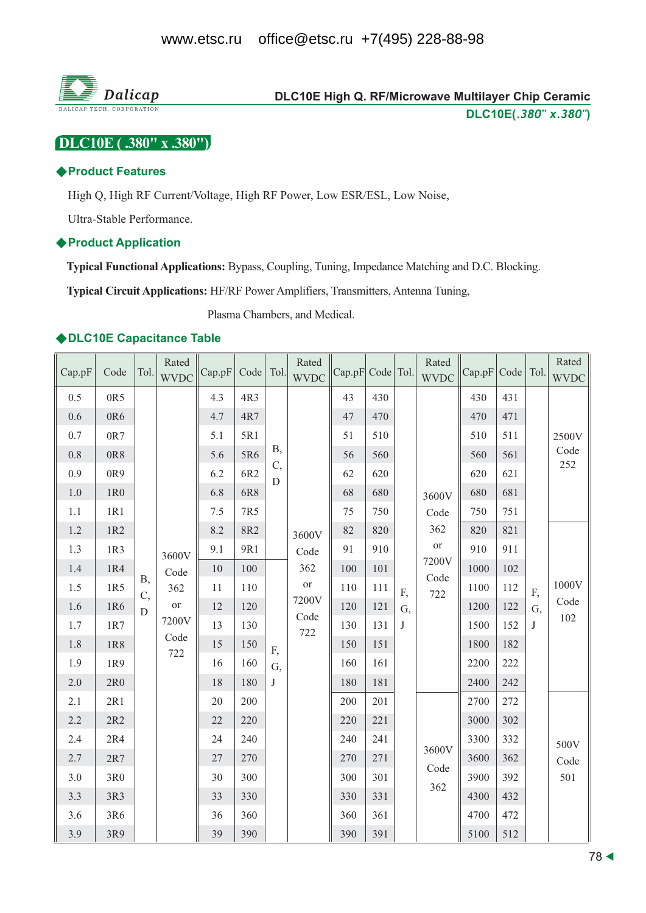DLC10E High Q. RF/Microwave Multilayer Chip Ceramic

**DLC10E(*.380" x.380"*)**

# DLC10E ( .380" x .380")

## ◆Product Features

High Q, High RF Current/Voltage, High RF Power, Low ESR/ESL, Low Noise,

Ultra-Stable Performance.

## ◆Product Application

**Typical Functional Applications:** Bypass, Coupling, Tuning, Impedance Matching and D.C. Blocking.

**Typical Circuit Applications:** HF/RF Power Amplifiers, Transmitters, Antenna Tuning,

Plasma Chambers, and Medical.

## ◆DLC10E Capacitance Table

| Cap.pF | Code | Tol. | Rated WVDC | Cap.pF | Code | Tol. | Rated WVDC | Cap.pF | Code | Tol. | Rated WVDC | Cap.pF | Code | Tol. | Rated WVDC |
|---|---|---|---|---|---|---|---|---|---|---|---|---|---|---|---|
| 0.5 | 0R5 | B, C, D | 3600V Code 362 or 7200V Code 722 | 4.3 | 4R3 | B, C, D | 3600V Code 362 or 7200V Code 722 | 43 | 430 | F, G, J | 3600V Code 362 or 7200V Code 722 | 430 | 431 | F, G, J | 2500V Code 252 |
| 0.6 | 0R6 | | | 4.7 | 4R7 | | | 47 | 470 | | | 470 | 471 | | |
| 0.7 | 0R7 | | | 5.1 | 5R1 | | | 51 | 510 | | | 510 | 511 | | |
| 0.8 | 0R8 | | | 5.6 | 5R6 | | | 56 | 560 | | | 560 | 561 | | |
| 0.9 | 0R9 | | | 6.2 | 6R2 | | | 62 | 620 | | | 620 | 621 | | |
| 1.0 | 1R0 | | | 6.8 | 6R8 | | | 68 | 680 | | | 680 | 681 | | |
| 1.1 | 1R1 | | | 7.5 | 7R5 | | | 75 | 750 | | | 750 | 751 | | |
| 1.2 | 1R2 | | | 8.2 | 8R2 | | | 82 | 820 | | | 820 | 821 | | 1000V Code 102 |
| 1.3 | 1R3 | | | 9.1 | 9R1 | | | 91 | 910 | | | 910 | 911 | | |
| 1.4 | 1R4 | | | 10 | 100 | F, G, J | | 100 | 101 | | | 1000 | 102 | | |
| 1.5 | 1R5 | | | 11 | 110 | | | 110 | 111 | | | 1100 | 112 | | |
| 1.6 | 1R6 | | | 12 | 120 | | | 120 | 121 | | | 1200 | 122 | | |
| 1.7 | 1R7 | | | 13 | 130 | | | 130 | 131 | | | 1500 | 152 | | |
| 1.8 | 1R8 | | | 15 | 150 | | | 150 | 151 | | | 1800 | 182 | | |
| 1.9 | 1R9 | | | 16 | 160 | | | 160 | 161 | | | 2200 | 222 | | |
| 2.0 | 2R0 | | | 18 | 180 | | | 180 | 181 | | | 2400 | 242 | | |
| 2.1 | 2R1 | | | 20 | 200 | | | 200 | 201 | | 3600V Code 362 | 2700 | 272 | | 500V Code 501 |
| 2.2 | 2R2 | | | 22 | 220 | | | 220 | 221 | | | 3000 | 302 | | |
| 2.4 | 2R4 | | | 24 | 240 | | | 240 | 241 | | | 3300 | 332 | | |
| 2.7 | 2R7 | | | 27 | 270 | | | 270 | 271 | | | 3600 | 362 | | |
| 3.0 | 3R0 | | | 30 | 300 | | | 300 | 301 | | | 3900 | 392 | | |
| 3.3 | 3R3 | | | 33 | 330 | | | 330 | 331 | | | 4300 | 432 | | |
| 3.6 | 3R6 | | | 36 | 360 | | | 360 | 361 | | | 4700 | 472 | | |
| 3.9 | 3R9 | | | 39 | 390 | | | 390 | 391 | | | 5100 | 512 | | |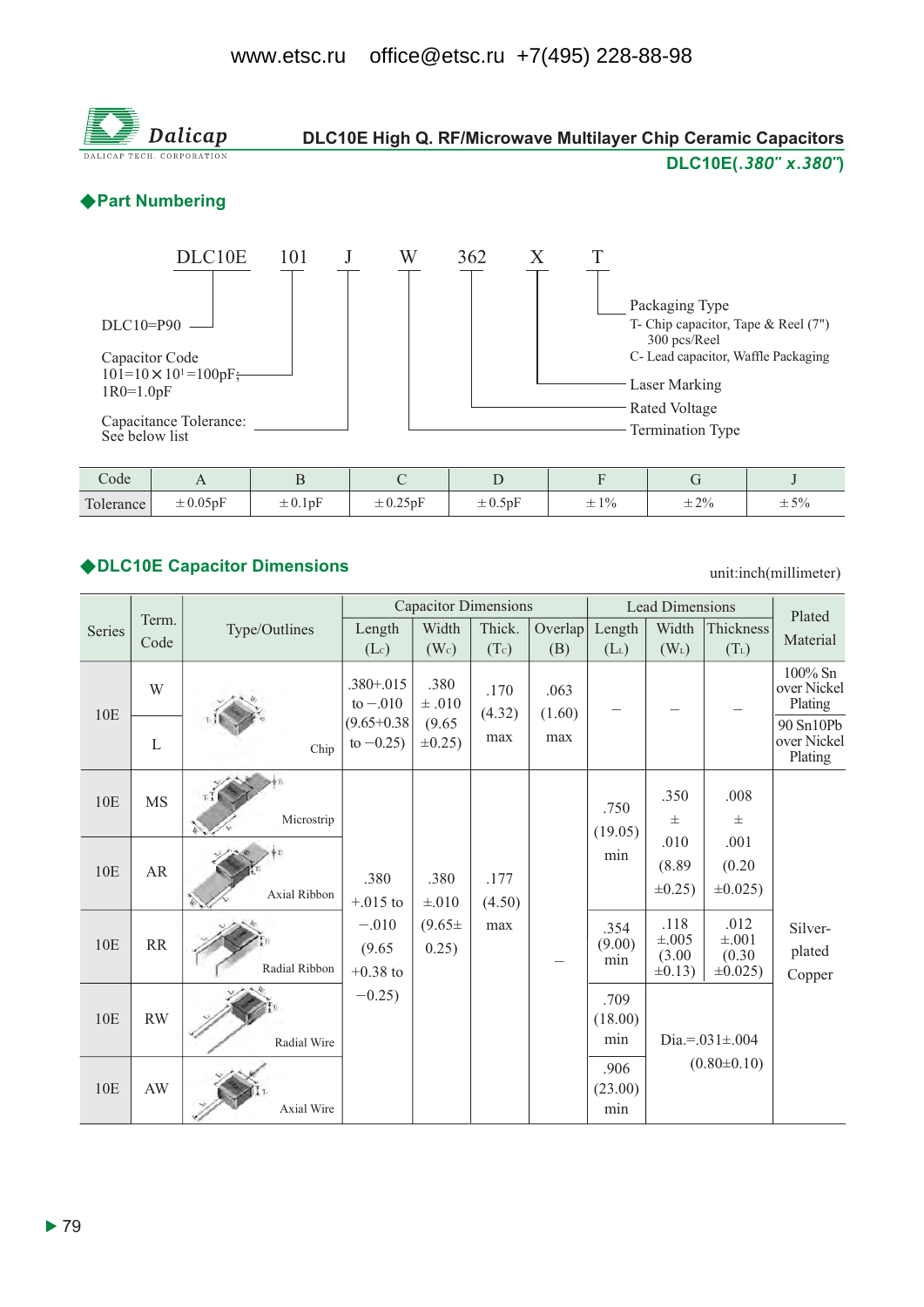www.etsc.ru office@etsc.ru +7(495) 228-88-98

# DLC10E High Q. RF/Microwave Multilayer Chip Ceramic Capacitors

**DLC10E(*.380" x.380"*)**

## ◆Part Numbering

DLC10E 101 J W 362 X T

- DLC10=P90
- Capacitor Code: 101=10×10[1]=100pF; 1R0=1.0pF
- Capacitance Tolerance: See below list
- Termination Type
- Rated Voltage
- Laser Marking
- Packaging Type
  - T- Chip capacitor, Tape & Reel (7") 300 pcs/Reel
  - C- Lead capacitor, Waffle Packaging

| Code | A | B | C | D | F | G | J |
|---|---|---|---|---|---|---|---|
| Tolerance | ±0.05pF | ±0.1pF | ±0.25pF | ±0.5pF | ±1% | ±2% | ±5% |

## ◆DLC10E Capacitor Dimensions

unit:inch(millimeter)

| Series | Term. Code | Type/Outlines | Capacitor Dimensions | | | | Lead Dimensions | | | Plated Material |
|---|---|---|---|---|---|---|---|---|---|---|
| | | | Length ($L_C$) | Width ($W_C$) | Thick. ($T_C$) | Overlap (B) | Length ($L_L$) | Width ($W_L$) | Thickness ($T_L$) | |
| 10E | W | Chip | .380+.015 to −.010 (9.65+0.38 to −0.25) | .380 ±.010 (9.65 ±0.25) | .170 (4.32) max | .063 (1.60) max | – | – | – | 100% Sn over Nickel Plating |
| 10E | L | Chip | .380+.015 to −.010 (9.65+0.38 to −0.25) | .380 ±.010 (9.65 ±0.25) | .170 (4.32) max | .063 (1.60) max | – | – | – | 90 Sn10Pb over Nickel Plating |
| 10E | MS | Microstrip | .380 +.015 to −.010 (9.65 +0.38 to −0.25) | .380 ±.010 (9.65± 0.25) | .177 (4.50) max | – | .750 (19.05) min | .350 ± .010 (8.89 ±0.25) | .008 ± .001 (0.20 ±0.025) | Silver-plated Copper |
| 10E | AR | Axial Ribbon | | | | | .750 (19.05) min | .350 ± .010 (8.89 ±0.25) | .008 ± .001 (0.20 ±0.025) | Silver-plated Copper |
| 10E | RR | Radial Ribbon | | | | | .354 (9.00) min | .118 ±.005 (3.00 ±0.13) | .012 ±.001 (0.30 ±0.025) | Silver-plated Copper |
| 10E | RW | Radial Wire | | | | | .709 (18.00) min | Dia.=.031±.004 (0.80±0.10) | | Silver-plated Copper |
| 10E | AW | Axial Wire | | | | | .906 (23.00) min | Dia.=.031±.004 (0.80±0.10) | | Silver-plated Copper |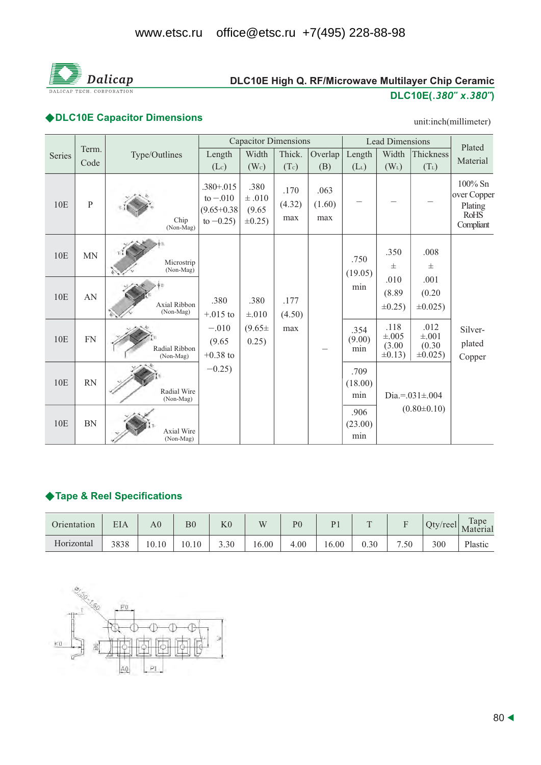# DLC10E High Q. RF/Microwave Multilayer Chip Ceramic

**DLC10E(*.380" x.380"*)**

## ◆DLC10E Capacitor Dimensions

unit:inch(millimeter)

| Series | Term. Code | Type/Outlines | Capacitor Dimensions | | | | Lead Dimensions | | | Plated Material |
|---|---|---|---|---|---|---|---|---|---|---|
| | | | Length ($L_C$) | Width ($W_C$) | Thick. ($T_C$) | Overlap (B) | Length ($L_L$) | Width ($W_L$) | Thickness ($T_L$) | |
| 10E | P | Chip (Non-Mag) | .380+.015 to −.010 (9.65+0.38 to −0.25) | .380 ± .010 (9.65 ±0.25) | .170 (4.32) max | .063 (1.60) max | – | – | – | 100% Sn over Copper Plating RoHS Compliant |
| 10E | MN | Microstrip (Non-Mag) | .380 +.015 to −.010 (9.65 +0.38 to −0.25) | .380 ±.010 (9.65± 0.25) | .177 (4.50) max | – | .750 (19.05) min | .350 ± .010 (8.89 ±0.25) | .008 ± .001 (0.20 ±0.025) | Silver-plated Copper |
| 10E | AN | Axial Ribbon (Non-Mag) | | | | | .750 (19.05) min | .350 ± .010 (8.89 ±0.25) | .008 ± .001 (0.20 ±0.025) | |
| 10E | FN | Radial Ribbon (Non-Mag) | | | | | .354 (9.00) min | .118 ±.005 (3.00 ±0.13) | .012 ±.001 (0.30 ±0.025) | |
| 10E | RN | Radial Wire (Non-Mag) | | | | | .709 (18.00) min | Dia.=.031±.004 (0.80±0.10) | | |
| 10E | BN | Axial Wire (Non-Mag) | | | | | .906 (23.00) min | Dia.=.031±.004 (0.80±0.10) | | |

## ◆Tape & Reel Specifications

| Orientation | EIA | A0 | B0 | K0 | W | P0 | P1 | T | F | Qty/reel | Tape Material |
|---|---|---|---|---|---|---|---|---|---|---|---|
| Horizontal | 3838 | 10.10 | 10.10 | 3.30 | 16.00 | 4.00 | 16.00 | 0.30 | 7.50 | 300 | Plastic |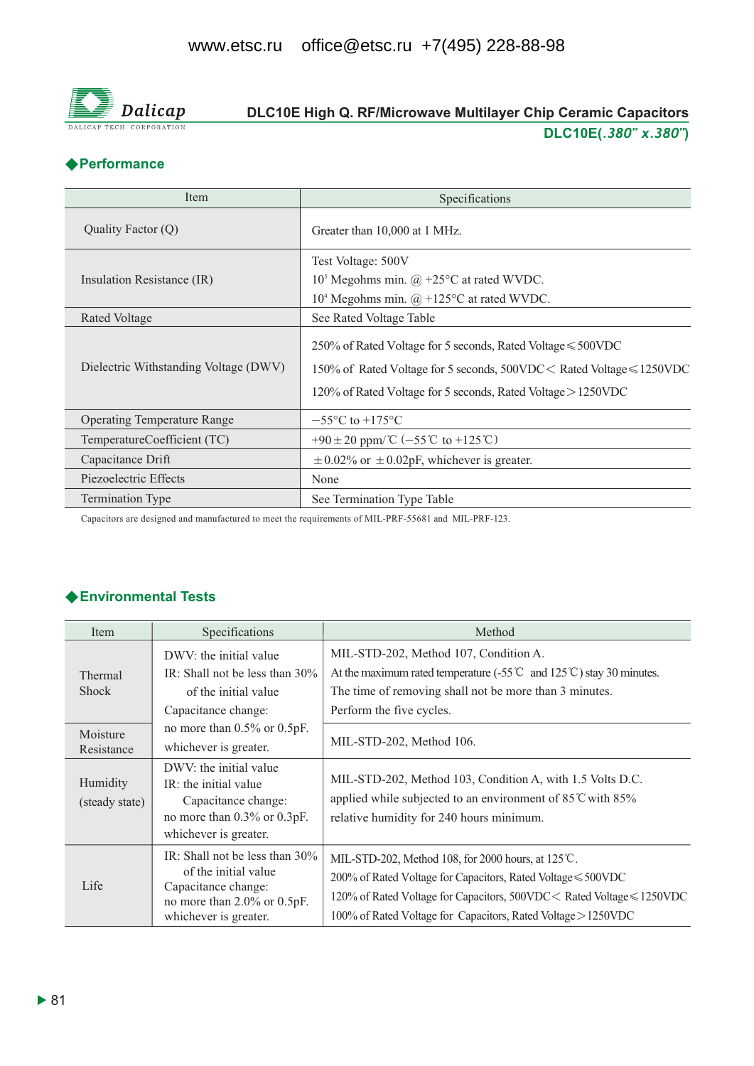# DLC10E High Q. RF/Microwave Multilayer Chip Ceramic Capacitors

**DLC10E(*.380" x.380"*)**

## ◆Performance

| Item | Specifications |
|---|---|
| Quality Factor (Q) | Greater than 10,000 at 1 MHz. |
| Insulation Resistance (IR) | Test Voltage: 500V<br>$10^5$ Megohms min. @ +25°C at rated WVDC.<br>$10^4$ Megohms min. @ +125°C at rated WVDC. |
| Rated Voltage | See Rated Voltage Table |
| Dielectric Withstanding Voltage (DWV) | 250% of Rated Voltage for 5 seconds, Rated Voltage≤500VDC<br>150% of Rated Voltage for 5 seconds, 500VDC< Rated Voltage≤1250VDC<br>120% of Rated Voltage for 5 seconds, Rated Voltage>1250VDC |
| Operating Temperature Range | −55°C to +175°C |
| TemperatureCoefficient (TC) | +90±20 ppm/℃ (−55℃ to +125℃) |
| Capacitance Drift | ±0.02% or ±0.02pF, whichever is greater. |
| Piezoelectric Effects | None |
| Termination Type | See Termination Type Table |

Capacitors are designed and manufactured to meet the requirements of MIL-PRF-55681 and MIL-PRF-123.

## ◆Environmental Tests

| Item | Specifications | Method |
|---|---|---|
| Thermal Shock | DWV: the initial value<br>IR: Shall not be less than 30% of the initial value<br>Capacitance change: no more than 0.5% or 0.5pF. whichever is greater. | MIL-STD-202, Method 107, Condition A.<br>At the maximum rated temperature (-55℃ and 125℃) stay 30 minutes.<br>The time of removing shall not be more than 3 minutes.<br>Perform the five cycles. |
| Moisture Resistance | | MIL-STD-202, Method 106. |
| Humidity (steady state) | DWV: the initial value<br>IR: the initial value<br>Capacitance change: no more than 0.3% or 0.3pF. whichever is greater. | MIL-STD-202, Method 103, Condition A, with 1.5 Volts D.C. applied while subjected to an environment of 85℃with 85% relative humidity for 240 hours minimum. |
| Life | IR: Shall not be less than 30% of the initial value<br>Capacitance change: no more than 2.0% or 0.5pF. whichever is greater. | MIL-STD-202, Method 108, for 2000 hours, at 125℃.<br>200% of Rated Voltage for Capacitors, Rated Voltage≤500VDC<br>120% of Rated Voltage for Capacitors, 500VDC< Rated Voltage≤1250VDC<br>100% of Rated Voltage for Capacitors, Rated Voltage>1250VDC |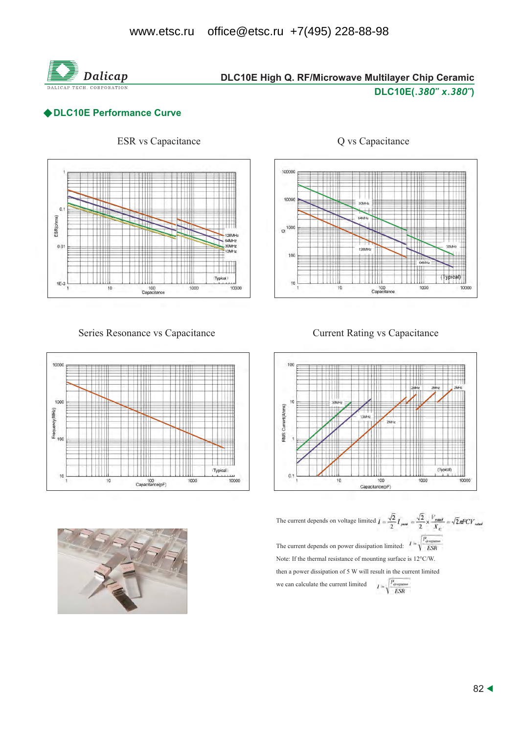## ◆DLC10E Performance Curve

ESR vs Capacitance

1
0.1
0.01
1E-3
ESR(ohms)
1 10 100 1000 10000
Capacitance
128MHz
64MHz
30MHz
13MHz
(Typical)

Q vs Capacitance

100000
10000
1000
100
10
Q
1 10 100 1000 10000
Capacitance
30MHz
64MHz
128MHz
30MHz
64MHz
(Typical)

Series Resonance vs Capacitance

10000
1000
100
10
Frequency(MHz)
1 10 100 1000 10000
Capacitance(pF)
(Typical)

Current Rating vs Capacitance

100
10
1
0.1
RMS Current(A/rms)
1 10 100 1000 10000
Capacitance(pF)
30MHz
13MHz
2MHz
2MHz
2MHz
2MHz
(Typical)

The current depends on voltage limited $I = \frac{\sqrt{2}}{2} I_{peak} = \frac{\sqrt{2}}{2} \times \frac{V_{rated}}{X_c} = \sqrt{2}\pi FCV_{rated}$

The current depends on power dissipation limited: $I = \sqrt{\frac{P_{dissipation}}{ESR}}$

Note: If the thermal resistance of mounting surface is 12°C/W.

then a power dissipation of 5 W will result in the current limited

we can calculate the current limited $I = \sqrt{\frac{P_{dissipation}}{ESR}}$